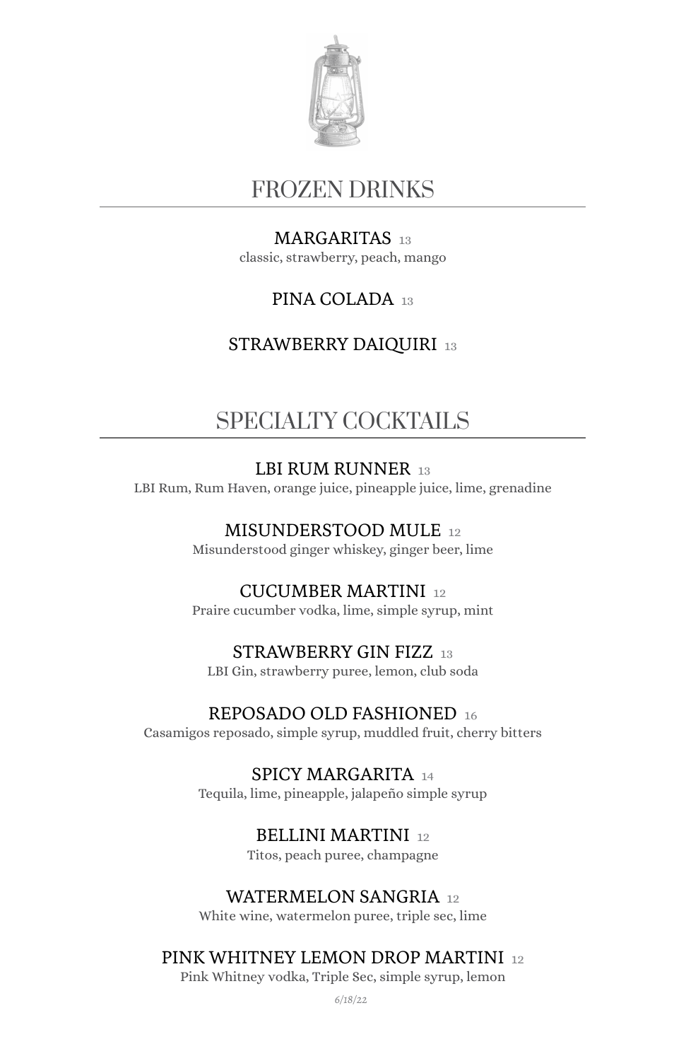# FROZEN DRINKS

## MARGARITAS 13
classic, strawberry, peach, mango

## PINA COLADA 13

## STRAWBERRY DAIQUIRI 13

# SPECIALTY COCKTAILS

## LBI RUM RUNNER 13
LBI Rum, Rum Haven, orange juice, pineapple juice, lime, grenadine

## MISUNDERSTOOD MULE 12
Misunderstood ginger whiskey, ginger beer, lime

## CUCUMBER MARTINI 12
Praire cucumber vodka, lime, simple syrup, mint

## STRAWBERRY GIN FIZZ 13
LBI Gin, strawberry puree, lemon, club soda

## REPOSADO OLD FASHIONED 16
Casamigos reposado, simple syrup, muddled fruit, cherry bitters

## SPICY MARGARITA 14
Tequila, lime, pineapple, jalapeño simple syrup

## BELLINI MARTINI 12
Titos, peach puree, champagne

## WATERMELON SANGRIA 12
White wine, watermelon puree, triple sec, lime

## PINK WHITNEY LEMON DROP MARTINI 12
Pink Whitney vodka, Triple Sec, simple syrup, lemon

*6/18/22*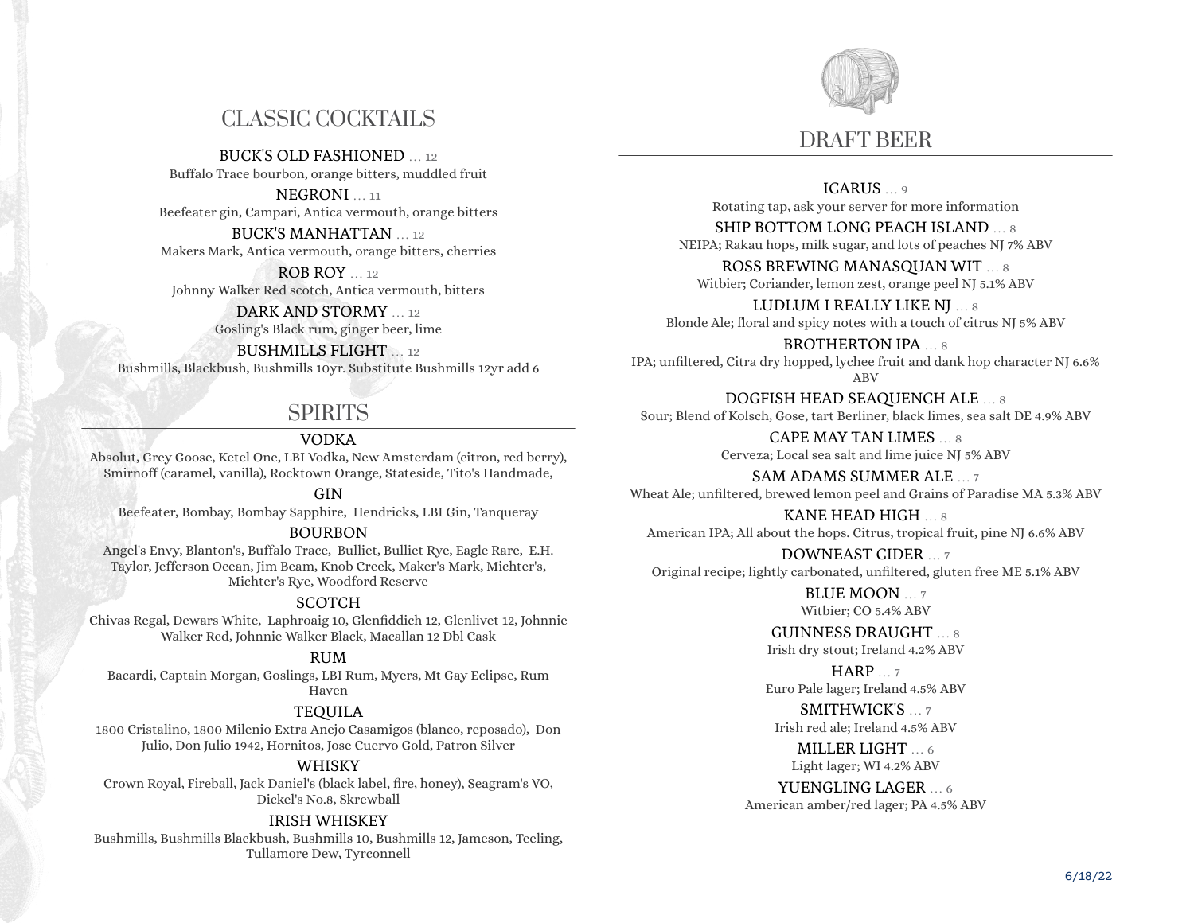## CLASSIC COCKTAILS

BUCK'S OLD FASHIONED … 12
Buffalo Trace bourbon, orange bitters, muddled fruit

NEGRONI … 11
Beefeater gin, Campari, Antica vermouth, orange bitters

BUCK'S MANHATTAN … 12
Makers Mark, Antica vermouth, orange bitters, cherries

ROB ROY … 12
Johnny Walker Red scotch, Antica vermouth, bitters

DARK AND STORMY … 12
Gosling's Black rum, ginger beer, lime

BUSHMILLS FLIGHT … 12
Bushmills, Blackbush, Bushmills 10yr. Substitute Bushmills 12yr add 6

## SPIRITS

### VODKA
Absolut, Grey Goose, Ketel One, LBI Vodka, New Amsterdam (citron, red berry), Smirnoff (caramel, vanilla), Rocktown Orange, Stateside, Tito's Handmade,

### GIN
Beefeater, Bombay, Bombay Sapphire, Hendricks, LBI Gin, Tanqueray

### BOURBON
Angel's Envy, Blanton's, Buffalo Trace, Bulliet, Bulliet Rye, Eagle Rare, E.H. Taylor, Jefferson Ocean, Jim Beam, Knob Creek, Maker's Mark, Michter's, Michter's Rye, Woodford Reserve

### SCOTCH
Chivas Regal, Dewars White, Laphroaig 10, Glenfiddich 12, Glenlivet 12, Johnnie Walker Red, Johnnie Walker Black, Macallan 12 Dbl Cask

### RUM
Bacardi, Captain Morgan, Goslings, LBI Rum, Myers, Mt Gay Eclipse, Rum Haven

### TEQUILA
1800 Cristalino, 1800 Milenio Extra Anejo Casamigos (blanco, reposado), Don Julio, Don Julio 1942, Hornitos, Jose Cuervo Gold, Patron Silver

### WHISKY
Crown Royal, Fireball, Jack Daniel's (black label, fire, honey), Seagram's VO, Dickel's No.8, Skrewball

### IRISH WHISKEY
Bushmills, Bushmills Blackbush, Bushmills 10, Bushmills 12, Jameson, Teeling, Tullamore Dew, Tyrconnell

## DRAFT BEER

ICARUS … 9
Rotating tap, ask your server for more information

SHIP BOTTOM LONG PEACH ISLAND … 8
NEIPA; Rakau hops, milk sugar, and lots of peaches NJ 7% ABV

ROSS BREWING MANASQUAN WIT … 8
Witbier; Coriander, lemon zest, orange peel NJ 5.1% ABV

LUDLUM I REALLY LIKE NJ … 8
Blonde Ale; floral and spicy notes with a touch of citrus NJ 5% ABV

BROTHERTON IPA … 8
IPA; unfiltered, Citra dry hopped, lychee fruit and dank hop character NJ 6.6% ABV

DOGFISH HEAD SEAQUENCH ALE … 8
Sour; Blend of Kolsch, Gose, tart Berliner, black limes, sea salt DE 4.9% ABV

CAPE MAY TAN LIMES … 8
Cerveza; Local sea salt and lime juice NJ 5% ABV

SAM ADAMS SUMMER ALE … 7
Wheat Ale; unfiltered, brewed lemon peel and Grains of Paradise MA 5.3% ABV

KANE HEAD HIGH … 8
American IPA; All about the hops. Citrus, tropical fruit, pine NJ 6.6% ABV

DOWNEAST CIDER … 7
Original recipe; lightly carbonated, unfiltered, gluten free ME 5.1% ABV

BLUE MOON … 7
Witbier; CO 5.4% ABV

GUINNESS DRAUGHT … 8
Irish dry stout; Ireland 4.2% ABV

HARP … 7
Euro Pale lager; Ireland 4.5% ABV

SMITHWICK'S … 7
Irish red ale; Ireland 4.5% ABV

MILLER LIGHT … 6
Light lager; WI 4.2% ABV

YUENGLING LAGER … 6
American amber/red lager; PA 4.5% ABV

6/18/22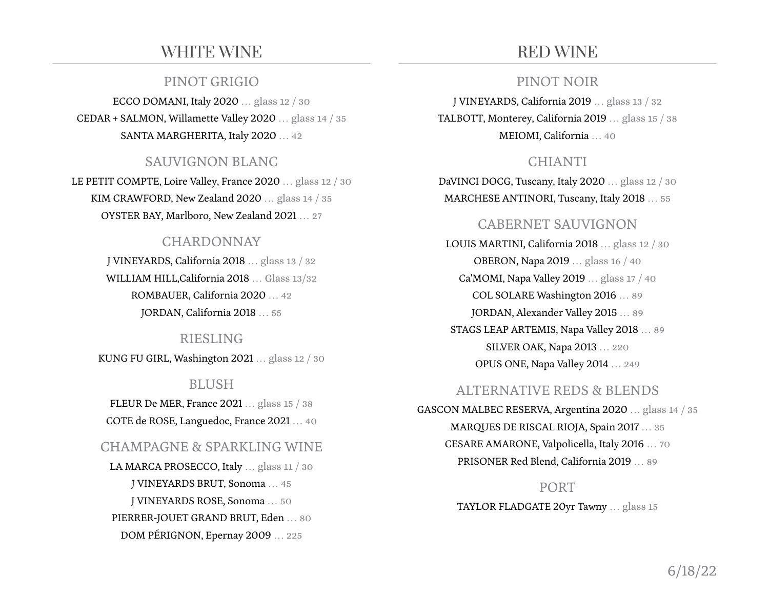# WHITE WINE

## PINOT GRIGIO

ECCO DOMANI, Italy 2020 … glass 12 / 30

CEDAR + SALMON, Willamette Valley 2020 … glass 14 / 35

SANTA MARGHERITA, Italy 2020 … 42

## SAUVIGNON BLANC

LE PETIT COMPTE, Loire Valley, France 2020 … glass 12 / 30

KIM CRAWFORD, New Zealand 2020 … glass 14 / 35

OYSTER BAY, Marlboro, New Zealand 2021 … 27

## CHARDONNAY

J VINEYARDS, California 2018 … glass 13 / 32

WILLIAM HILL,California 2018 … Glass 13/32

ROMBAUER, California 2020 … 42

JORDAN, California 2018 … 55

## RIESLING

KUNG FU GIRL, Washington 2021 … glass 12 / 30

## BLUSH

FLEUR De MER, France 2021 … glass 15 / 38

COTE de ROSE, Languedoc, France 2021 … 40

## CHAMPAGNE & SPARKLING WINE

LA MARCA PROSECCO, Italy … glass 11 / 30

J VINEYARDS BRUT, Sonoma … 45

J VINEYARDS ROSE, Sonoma … 50

PIERRER-JOUET GRAND BRUT, Eden … 80

DOM PÉRIGNON, Epernay 2009 … 225

# RED WINE

## PINOT NOIR

J VINEYARDS, California 2019 … glass 13 / 32

TALBOTT, Monterey, California 2019 … glass 15 / 38

MEIOMI, California … 40

## CHIANTI

DaVINCI DOCG, Tuscany, Italy 2020 … glass 12 / 30

MARCHESE ANTINORI, Tuscany, Italy 2018 … 55

## CABERNET SAUVIGNON

LOUIS MARTINI, California 2018 … glass 12 / 30

OBERON, Napa 2019 … glass 16 / 40

Ca'MOMI, Napa Valley 2019 … glass 17 / 40

COL SOLARE Washington 2016 … 89

JORDAN, Alexander Valley 2015 … 89

STAGS LEAP ARTEMIS, Napa Valley 2018 … 89

SILVER OAK, Napa 2013 … 220

OPUS ONE, Napa Valley 2014 … 249

## ALTERNATIVE REDS & BLENDS

GASCON MALBEC RESERVA, Argentina 2020 … glass 14 / 35

MARQUES DE RISCAL RIOJA, Spain 2017 … 35

CESARE AMARONE, Valpolicella, Italy 2016 … 70

PRISONER Red Blend, California 2019 … 89

## PORT

TAYLOR FLADGATE 20yr Tawny … glass 15

6/18/22